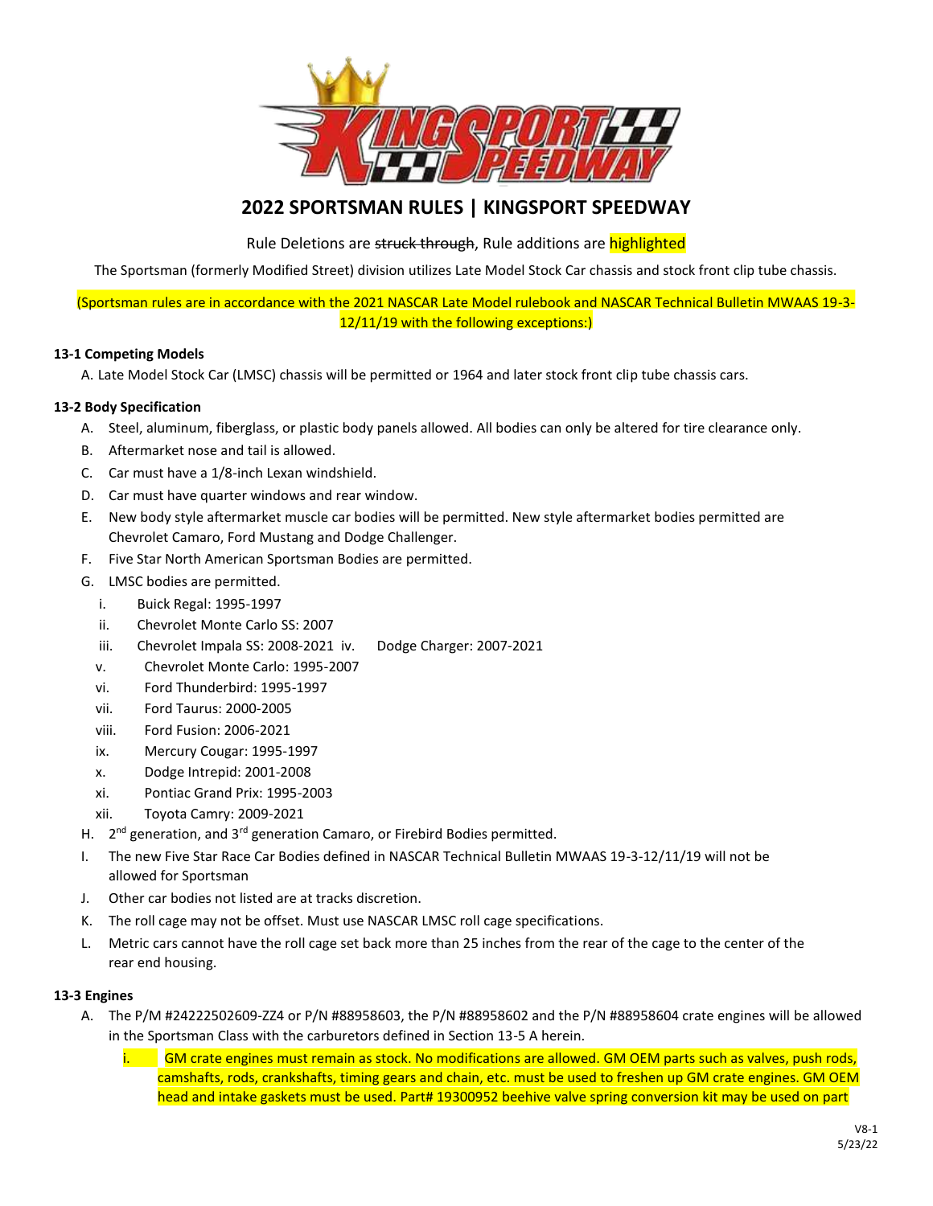# 2022 SPORTSMAN RULES | KINGSPORT SPEEDWAY

Rule Deletions are ~~struck through~~, Rule additions are highlighted

The Sportsman (formerly Modified Street) division utilizes Late Model Stock Car chassis and stock front clip tube chassis.

(Sportsman rules are in accordance with the 2021 NASCAR Late Model rulebook and NASCAR Technical Bulletin MWAAS 19-3-12/11/19 with the following exceptions:)

**13-1 Competing Models**

A. Late Model Stock Car (LMSC) chassis will be permitted or 1964 and later stock front clip tube chassis cars.

**13-2 Body Specification**

A. Steel, aluminum, fiberglass, or plastic body panels allowed. All bodies can only be altered for tire clearance only.
B. Aftermarket nose and tail is allowed.
C. Car must have a 1/8-inch Lexan windshield.
D. Car must have quarter windows and rear window.
E. New body style aftermarket muscle car bodies will be permitted. New style aftermarket bodies permitted are Chevrolet Camaro, Ford Mustang and Dodge Challenger.
F. Five Star North American Sportsman Bodies are permitted.
G. LMSC bodies are permitted.
   i. Buick Regal: 1995-1997
   ii. Chevrolet Monte Carlo SS: 2007
   iii. Chevrolet Impala SS: 2008-2021
   iv. Dodge Charger: 2007-2021
   v. Chevrolet Monte Carlo: 1995-2007
   vi. Ford Thunderbird: 1995-1997
   vii. Ford Taurus: 2000-2005
   viii. Ford Fusion: 2006-2021
   ix. Mercury Cougar: 1995-1997
   x. Dodge Intrepid: 2001-2008
   xi. Pontiac Grand Prix: 1995-2003
   xii. Toyota Camry: 2009-2021
H. 2nd generation, and 3rd generation Camaro, or Firebird Bodies permitted.
I. The new Five Star Race Car Bodies defined in NASCAR Technical Bulletin MWAAS 19-3-12/11/19 will not be allowed for Sportsman
J. Other car bodies not listed are at tracks discretion.
K. The roll cage may not be offset. Must use NASCAR LMSC roll cage specifications.
L. Metric cars cannot have the roll cage set back more than 25 inches from the rear of the cage to the center of the rear end housing.

**13-3 Engines**

A. The P/M #24222502609-ZZ4 or P/N #88958603, the P/N #88958602 and the P/N #88958604 crate engines will be allowed in the Sportsman Class with the carburetors defined in Section 13-5 A herein.
   i. GM crate engines must remain as stock. No modifications are allowed. GM OEM parts such as valves, push rods, camshafts, rods, crankshafts, timing gears and chain, etc. must be used to freshen up GM crate engines. GM OEM head and intake gaskets must be used. Part# 19300952 beehive valve spring conversion kit may be used on part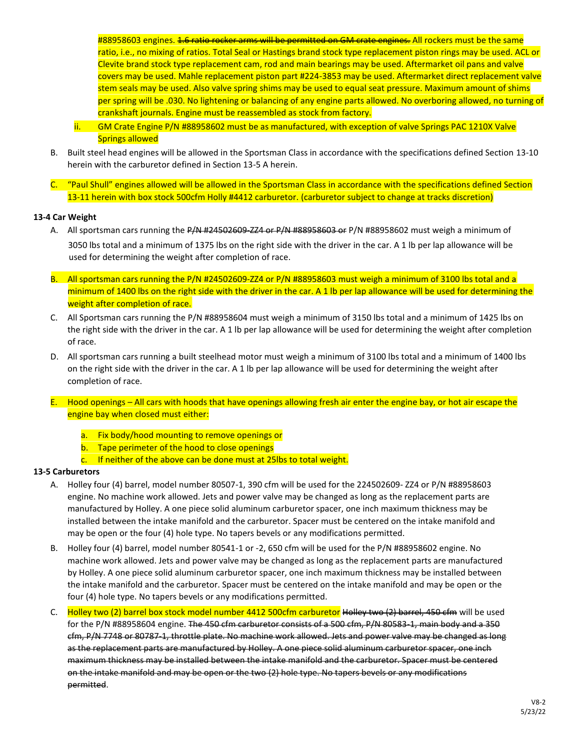#88958603 engines. ~~1.6 ratio rocker arms will be permitted on GM crate engines.~~ All rockers must be the same ratio, i.e., no mixing of ratios. Total Seal or Hastings brand stock type replacement piston rings may be used. ACL or Clevite brand stock type replacement cam, rod and main bearings may be used. Aftermarket oil pans and valve covers may be used. Mahle replacement piston part #224-3853 may be used. Aftermarket direct replacement valve stem seals may be used. Also valve spring shims may be used to equal seat pressure. Maximum amount of shims per spring will be .030. No lightening or balancing of any engine parts allowed. No overboring allowed, no turning of crankshaft journals. Engine must be reassembled as stock from factory.

ii. GM Crate Engine P/N #88958602 must be as manufactured, with exception of valve Springs PAC 1210X Valve Springs allowed

B. Built steel head engines will be allowed in the Sportsman Class in accordance with the specifications defined Section 13-10 herein with the carburetor defined in Section 13-5 A herein.

C. "Paul Shull" engines allowed will be allowed in the Sportsman Class in accordance with the specifications defined Section 13-11 herein with box stock 500cfm Holly #4412 carburetor. (carburetor subject to change at tracks discretion)

**13-4 Car Weight**

A. All sportsman cars running the ~~P/N #24502609-ZZ4 or P/N #88958603 or~~ P/N #88958602 must weigh a minimum of 3050 lbs total and a minimum of 1375 lbs on the right side with the driver in the car. A 1 lb per lap allowance will be used for determining the weight after completion of race.

B. All sportsman cars running the P/N #24502609-ZZ4 or P/N #88958603 must weigh a minimum of 3100 lbs total and a minimum of 1400 lbs on the right side with the driver in the car. A 1 lb per lap allowance will be used for determining the weight after completion of race.

C. All Sportsman cars running the P/N #88958604 must weigh a minimum of 3150 lbs total and a minimum of 1425 lbs on the right side with the driver in the car. A 1 lb per lap allowance will be used for determining the weight after completion of race.

D. All sportsman cars running a built steelhead motor must weigh a minimum of 3100 lbs total and a minimum of 1400 lbs on the right side with the driver in the car. A 1 lb per lap allowance will be used for determining the weight after completion of race.

E. Hood openings – All cars with hoods that have openings allowing fresh air enter the engine bay, or hot air escape the engine bay when closed must either:

   a. Fix body/hood mounting to remove openings or
   b. Tape perimeter of the hood to close openings
   c. If neither of the above can be done must at 25lbs to total weight.

**13-5 Carburetors**

A. Holley four (4) barrel, model number 80507-1, 390 cfm will be used for the 224502609- ZZ4 or P/N #88958603 engine. No machine work allowed. Jets and power valve may be changed as long as the replacement parts are manufactured by Holley. A one piece solid aluminum carburetor spacer, one inch maximum thickness may be installed between the intake manifold and the carburetor. Spacer must be centered on the intake manifold and may be open or the four (4) hole type. No tapers bevels or any modifications permitted.

B. Holley four (4) barrel, model number 80541-1 or -2, 650 cfm will be used for the P/N #88958602 engine. No machine work allowed. Jets and power valve may be changed as long as the replacement parts are manufactured by Holley. A one piece solid aluminum carburetor spacer, one inch maximum thickness may be installed between the intake manifold and the carburetor. Spacer must be centered on the intake manifold and may be open or the four (4) hole type. No tapers bevels or any modifications permitted.

C. Holley two (2) barrel box stock model number 4412 500cfm carburetor ~~Holley two (2) barrel, 450 cfm~~ will be used for the P/N #88958604 engine. ~~The 450 cfm carburetor consists of a 500 cfm, P/N 80583-1, main body and a 350 cfm, P/N 7748 or 80787-1, throttle plate. No machine work allowed. Jets and power valve may be changed as long as the replacement parts are manufactured by Holley. A one piece solid aluminum carburetor spacer, one inch maximum thickness may be installed between the intake manifold and the carburetor. Spacer must be centered on the intake manifold and may be open or the two (2) hole type. No tapers bevels or any modifications permitted~~.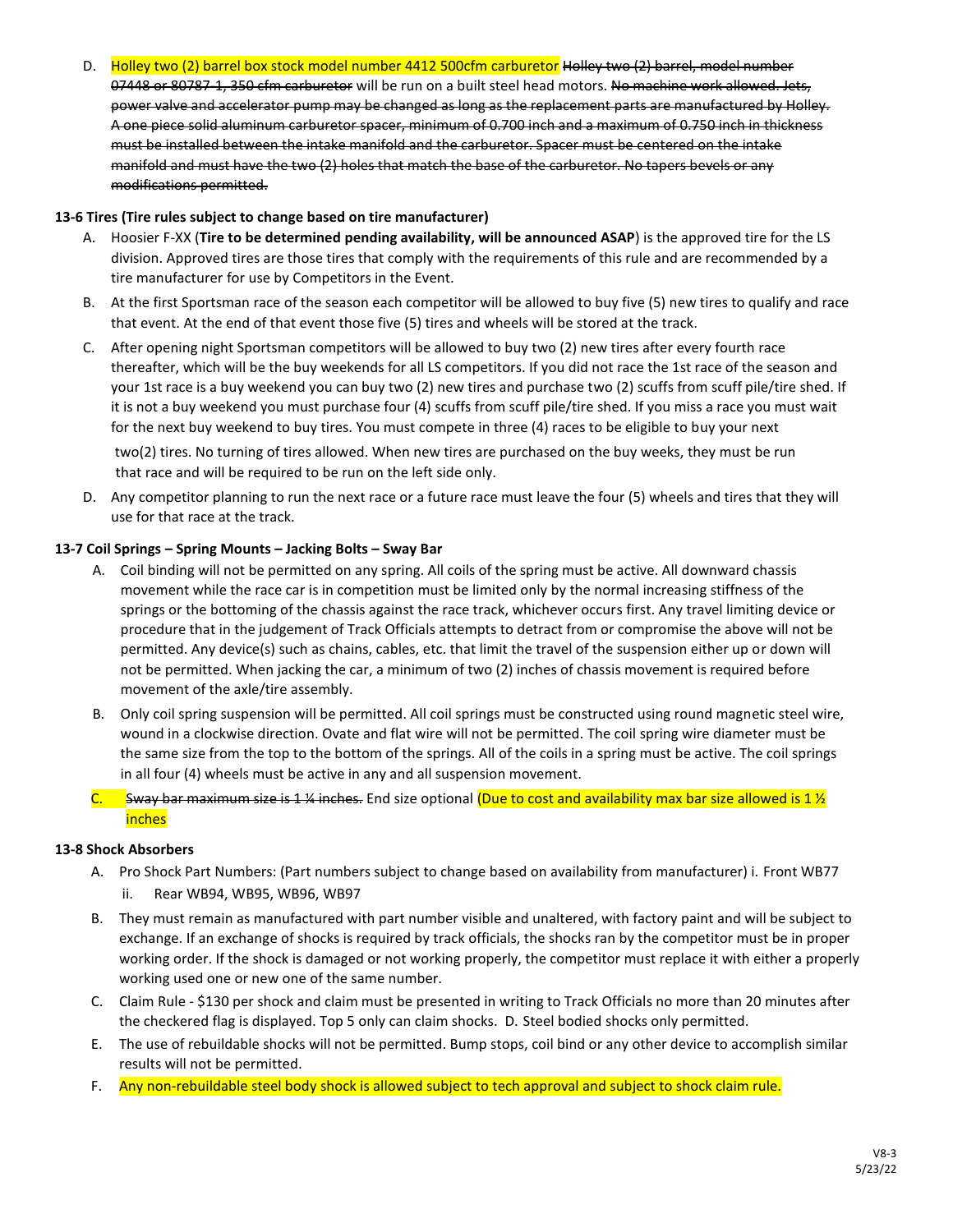D. Holley two (2) barrel box stock model number 4412 500cfm carburetor ~~Holley two (2) barrel, model number 07448 or 80787-1, 350 cfm carburetor~~ will be run on a built steel head motors. ~~No machine work allowed. Jets, power valve and accelerator pump may be changed as long as the replacement parts are manufactured by Holley. A one piece solid aluminum carburetor spacer, minimum of 0.700 inch and a maximum of 0.750 inch in thickness must be installed between the intake manifold and the carburetor. Spacer must be centered on the intake manifold and must have the two (2) holes that match the base of the carburetor. No tapers bevels or any modifications permitted.~~

**13-6 Tires (Tire rules subject to change based on tire manufacturer)**

A. Hoosier F-XX (**Tire to be determined pending availability, will be announced ASAP**) is the approved tire for the LS division. Approved tires are those tires that comply with the requirements of this rule and are recommended by a tire manufacturer for use by Competitors in the Event.

B. At the first Sportsman race of the season each competitor will be allowed to buy five (5) new tires to qualify and race that event. At the end of that event those five (5) tires and wheels will be stored at the track.

C. After opening night Sportsman competitors will be allowed to buy two (2) new tires after every fourth race thereafter, which will be the buy weekends for all LS competitors. If you did not race the 1st race of the season and your 1st race is a buy weekend you can buy two (2) new tires and purchase two (2) scuffs from scuff pile/tire shed. If it is not a buy weekend you must purchase four (4) scuffs from scuff pile/tire shed. If you miss a race you must wait for the next buy weekend to buy tires. You must compete in three (4) races to be eligible to buy your next two(2) tires. No turning of tires allowed. When new tires are purchased on the buy weeks, they must be run that race and will be required to be run on the left side only.

D. Any competitor planning to run the next race or a future race must leave the four (5) wheels and tires that they will use for that race at the track.

**13-7 Coil Springs – Spring Mounts – Jacking Bolts – Sway Bar**

A. Coil binding will not be permitted on any spring. All coils of the spring must be active. All downward chassis movement while the race car is in competition must be limited only by the normal increasing stiffness of the springs or the bottoming of the chassis against the race track, whichever occurs first. Any travel limiting device or procedure that in the judgement of Track Officials attempts to detract from or compromise the above will not be permitted. Any device(s) such as chains, cables, etc. that limit the travel of the suspension either up or down will not be permitted. When jacking the car, a minimum of two (2) inches of chassis movement is required before movement of the axle/tire assembly.

B. Only coil spring suspension will be permitted. All coil springs must be constructed using round magnetic steel wire, wound in a clockwise direction. Ovate and flat wire will not be permitted. The coil spring wire diameter must be the same size from the top to the bottom of the springs. All of the coils in a spring must be active. The coil springs in all four (4) wheels must be active in any and all suspension movement.

C. ~~Sway bar maximum size is 1 ¼ inches.~~ End size optional (Due to cost and availability max bar size allowed is 1 ½ inches

**13-8 Shock Absorbers**

A. Pro Shock Part Numbers: (Part numbers subject to change based on availability from manufacturer)
   i. Front WB77
   ii. Rear WB94, WB95, WB96, WB97

B. They must remain as manufactured with part number visible and unaltered, with factory paint and will be subject to exchange. If an exchange of shocks is required by track officials, the shocks ran by the competitor must be in proper working order. If the shock is damaged or not working properly, the competitor must replace it with either a properly working used one or new one of the same number.

C. Claim Rule - $130 per shock and claim must be presented in writing to Track Officials no more than 20 minutes after the checkered flag is displayed. Top 5 only can claim shocks.

D. Steel bodied shocks only permitted.

E. The use of rebuildable shocks will not be permitted. Bump stops, coil bind or any other device to accomplish similar results will not be permitted.

F. Any non-rebuildable steel body shock is allowed subject to tech approval and subject to shock claim rule.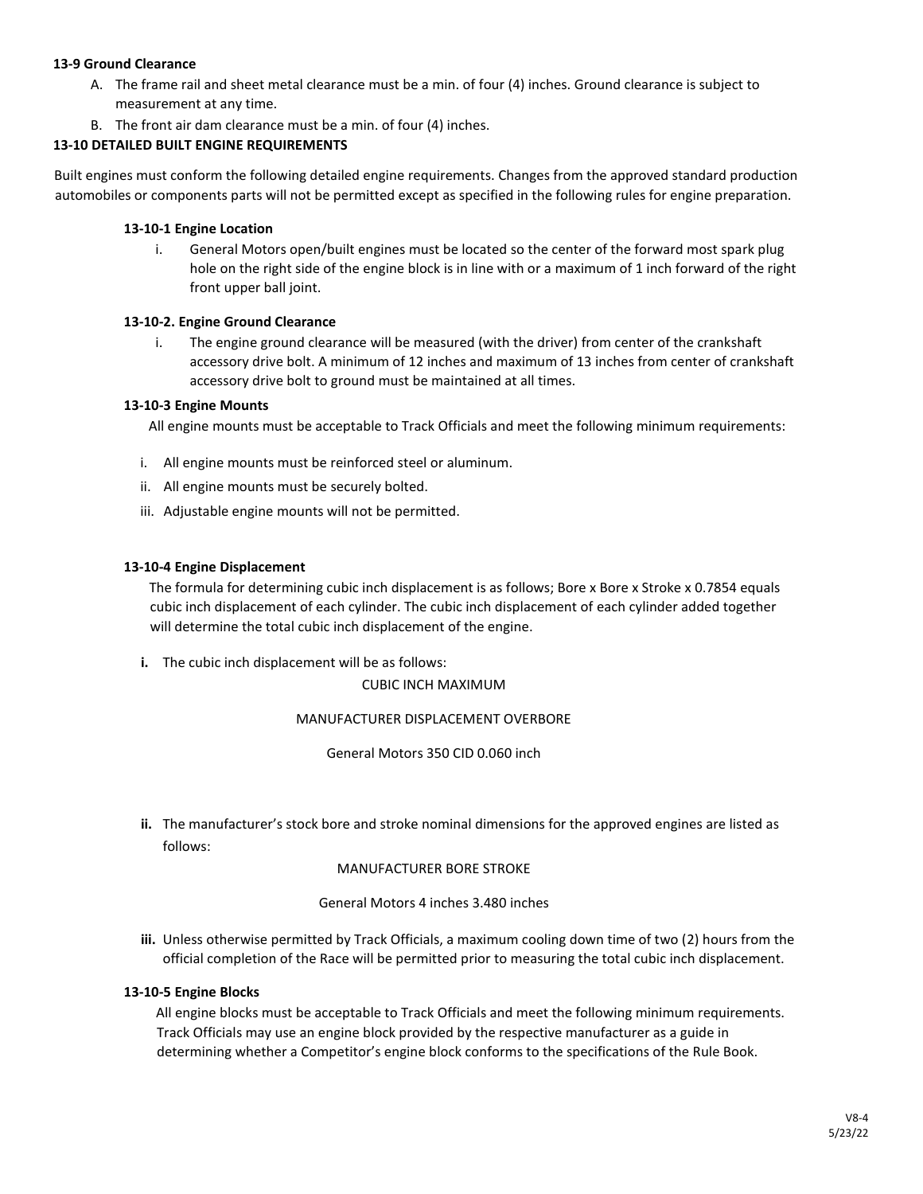**13-9 Ground Clearance**

A. The frame rail and sheet metal clearance must be a min. of four (4) inches. Ground clearance is subject to measurement at any time.
B. The front air dam clearance must be a min. of four (4) inches.

**13-10 DETAILED BUILT ENGINE REQUIREMENTS**

Built engines must conform the following detailed engine requirements. Changes from the approved standard production automobiles or components parts will not be permitted except as specified in the following rules for engine preparation.

**13-10-1 Engine Location**

i. General Motors open/built engines must be located so the center of the forward most spark plug hole on the right side of the engine block is in line with or a maximum of 1 inch forward of the right front upper ball joint.

**13-10-2. Engine Ground Clearance**

i. The engine ground clearance will be measured (with the driver) from center of the crankshaft accessory drive bolt. A minimum of 12 inches and maximum of 13 inches from center of crankshaft accessory drive bolt to ground must be maintained at all times.

**13-10-3 Engine Mounts**

All engine mounts must be acceptable to Track Officials and meet the following minimum requirements:

i. All engine mounts must be reinforced steel or aluminum.
ii. All engine mounts must be securely bolted.
iii. Adjustable engine mounts will not be permitted.

**13-10-4 Engine Displacement**

The formula for determining cubic inch displacement is as follows; Bore x Bore x Stroke x 0.7854 equals cubic inch displacement of each cylinder. The cubic inch displacement of each cylinder added together will determine the total cubic inch displacement of the engine.

**i.** The cubic inch displacement will be as follows:

CUBIC INCH MAXIMUM

MANUFACTURER DISPLACEMENT OVERBORE

General Motors 350 CID 0.060 inch

**ii.** The manufacturer's stock bore and stroke nominal dimensions for the approved engines are listed as follows:

MANUFACTURER BORE STROKE

General Motors 4 inches 3.480 inches

**iii.** Unless otherwise permitted by Track Officials, a maximum cooling down time of two (2) hours from the official completion of the Race will be permitted prior to measuring the total cubic inch displacement.

**13-10-5 Engine Blocks**

All engine blocks must be acceptable to Track Officials and meet the following minimum requirements. Track Officials may use an engine block provided by the respective manufacturer as a guide in determining whether a Competitor's engine block conforms to the specifications of the Rule Book.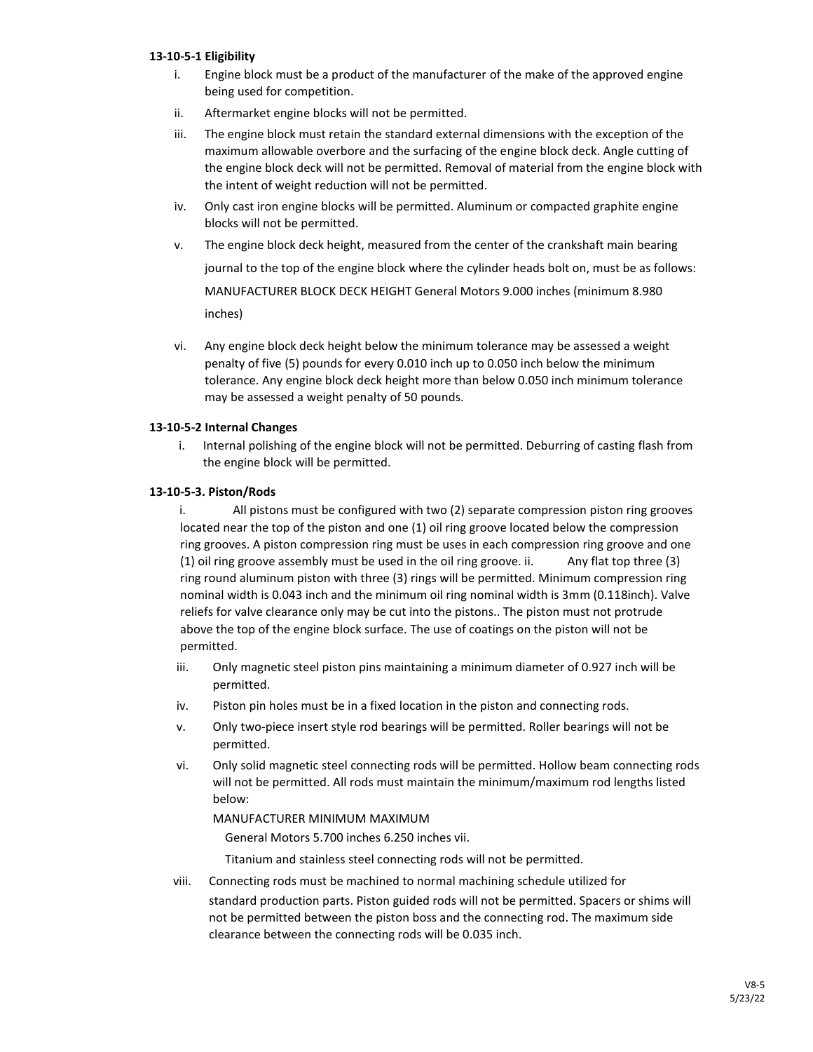#### 13-10-5-1 Eligibility

i. Engine block must be a product of the manufacturer of the make of the approved engine being used for competition.

ii. Aftermarket engine blocks will not be permitted.

iii. The engine block must retain the standard external dimensions with the exception of the maximum allowable overbore and the surfacing of the engine block deck. Angle cutting of the engine block deck will not be permitted. Removal of material from the engine block with the intent of weight reduction will not be permitted.

iv. Only cast iron engine blocks will be permitted. Aluminum or compacted graphite engine blocks will not be permitted.

v. The engine block deck height, measured from the center of the crankshaft main bearing journal to the top of the engine block where the cylinder heads bolt on, must be as follows:

MANUFACTURER BLOCK DECK HEIGHT General Motors 9.000 inches (minimum 8.980 inches)

vi. Any engine block deck height below the minimum tolerance may be assessed a weight penalty of five (5) pounds for every 0.010 inch up to 0.050 inch below the minimum tolerance. Any engine block deck height more than below 0.050 inch minimum tolerance may be assessed a weight penalty of 50 pounds.

#### 13-10-5-2 Internal Changes

i. Internal polishing of the engine block will not be permitted. Deburring of casting flash from the engine block will be permitted.

#### 13-10-5-3. Piston/Rods

i. All pistons must be configured with two (2) separate compression piston ring grooves located near the top of the piston and one (1) oil ring groove located below the compression ring grooves. A piston compression ring must be uses in each compression ring groove and one (1) oil ring groove assembly must be used in the oil ring groove. ii. Any flat top three (3) ring round aluminum piston with three (3) rings will be permitted. Minimum compression ring nominal width is 0.043 inch and the minimum oil ring nominal width is 3mm (0.118inch). Valve reliefs for valve clearance only may be cut into the pistons.. The piston must not protrude above the top of the engine block surface. The use of coatings on the piston will not be permitted.

iii. Only magnetic steel piston pins maintaining a minimum diameter of 0.927 inch will be permitted.

iv. Piston pin holes must be in a fixed location in the piston and connecting rods.

v. Only two-piece insert style rod bearings will be permitted. Roller bearings will not be permitted.

vi. Only solid magnetic steel connecting rods will be permitted. Hollow beam connecting rods will not be permitted. All rods must maintain the minimum/maximum rod lengths listed below:

MANUFACTURER MINIMUM MAXIMUM

General Motors 5.700 inches 6.250 inches vii.

Titanium and stainless steel connecting rods will not be permitted.

viii. Connecting rods must be machined to normal machining schedule utilized for standard production parts. Piston guided rods will not be permitted. Spacers or shims will not be permitted between the piston boss and the connecting rod. The maximum side clearance between the connecting rods will be 0.035 inch.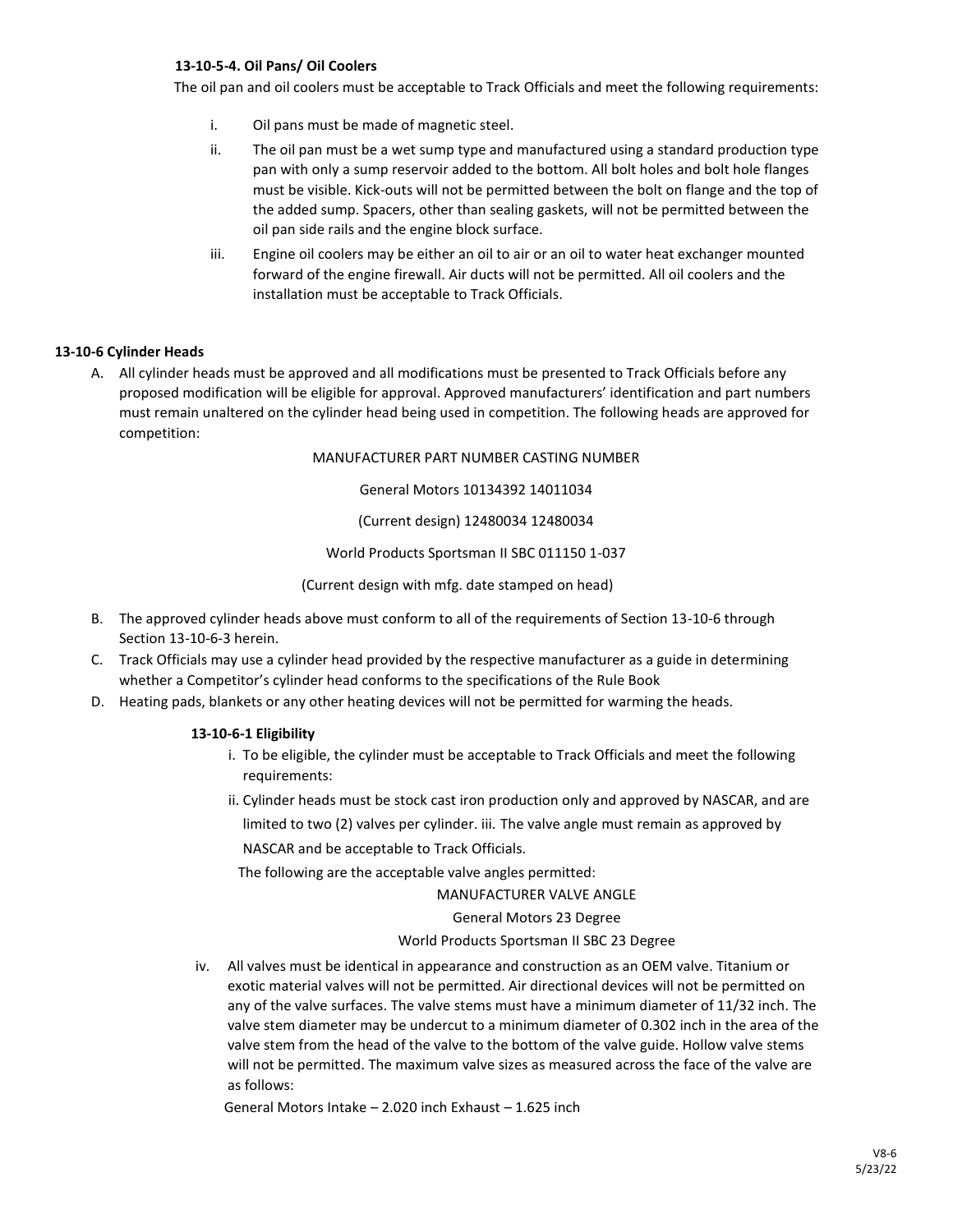#### 13-10-5-4. Oil Pans/ Oil Coolers

The oil pan and oil coolers must be acceptable to Track Officials and meet the following requirements:

i. Oil pans must be made of magnetic steel.

ii. The oil pan must be a wet sump type and manufactured using a standard production type pan with only a sump reservoir added to the bottom. All bolt holes and bolt hole flanges must be visible. Kick-outs will not be permitted between the bolt on flange and the top of the added sump. Spacers, other than sealing gaskets, will not be permitted between the oil pan side rails and the engine block surface.

iii. Engine oil coolers may be either an oil to air or an oil to water heat exchanger mounted forward of the engine firewall. Air ducts will not be permitted. All oil coolers and the installation must be acceptable to Track Officials.

### 13-10-6 Cylinder Heads

A. All cylinder heads must be approved and all modifications must be presented to Track Officials before any proposed modification will be eligible for approval. Approved manufacturers' identification and part numbers must remain unaltered on the cylinder head being used in competition. The following heads are approved for competition:

| MANUFACTURER | PART NUMBER | CASTING NUMBER |
| --- | --- | --- |
| General Motors | 10134392 | 14011034 |
| (Current design) | 12480034 | 12480034 |
| World Products Sportsman II SBC | 011150 | 1-037 |
| (Current design with mfg. date stamped on head) | | |

B. The approved cylinder heads above must conform to all of the requirements of Section 13-10-6 through Section 13-10-6-3 herein.

C. Track Officials may use a cylinder head provided by the respective manufacturer as a guide in determining whether a Competitor's cylinder head conforms to the specifications of the Rule Book

D. Heating pads, blankets or any other heating devices will not be permitted for warming the heads.

#### 13-10-6-1 Eligibility

i. To be eligible, the cylinder must be acceptable to Track Officials and meet the following requirements:

ii. Cylinder heads must be stock cast iron production only and approved by NASCAR, and are limited to two (2) valves per cylinder. iii. The valve angle must remain as approved by NASCAR and be acceptable to Track Officials.

The following are the acceptable valve angles permitted:

| MANUFACTURER | VALVE ANGLE |
| --- | --- |
| General Motors | 23 Degree |
| World Products Sportsman II SBC | 23 Degree |

iv. All valves must be identical in appearance and construction as an OEM valve. Titanium or exotic material valves will not be permitted. Air directional devices will not be permitted on any of the valve surfaces. The valve stems must have a minimum diameter of 11/32 inch. The valve stem diameter may be undercut to a minimum diameter of 0.302 inch in the area of the valve stem from the head of the valve to the bottom of the valve guide. Hollow valve stems will not be permitted. The maximum valve sizes as measured across the face of the valve are as follows:

General Motors Intake – 2.020 inch Exhaust – 1.625 inch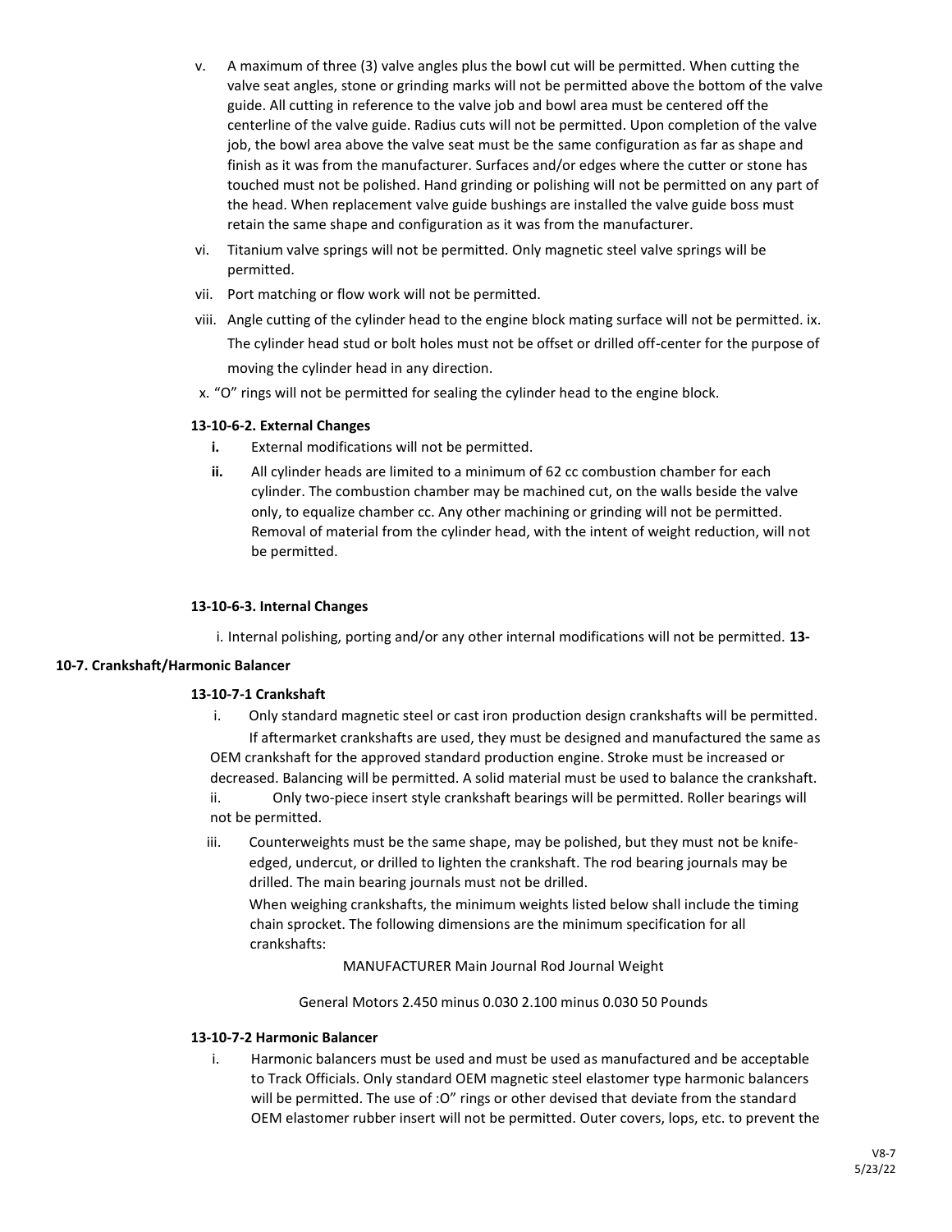v. A maximum of three (3) valve angles plus the bowl cut will be permitted. When cutting the valve seat angles, stone or grinding marks will not be permitted above the bottom of the valve guide. All cutting in reference to the valve job and bowl area must be centered off the centerline of the valve guide. Radius cuts will not be permitted. Upon completion of the valve job, the bowl area above the valve seat must be the same configuration as far as shape and finish as it was from the manufacturer. Surfaces and/or edges where the cutter or stone has touched must not be polished. Hand grinding or polishing will not be permitted on any part of the head. When replacement valve guide bushings are installed the valve guide boss must retain the same shape and configuration as it was from the manufacturer.

vi. Titanium valve springs will not be permitted. Only magnetic steel valve springs will be permitted.

vii. Port matching or flow work will not be permitted.

viii. Angle cutting of the cylinder head to the engine block mating surface will not be permitted. ix. The cylinder head stud or bolt holes must not be offset or drilled off-center for the purpose of moving the cylinder head in any direction.

x. "O" rings will not be permitted for sealing the cylinder head to the engine block.

**13-10-6-2. External Changes**

**i.** External modifications will not be permitted.

**ii.** All cylinder heads are limited to a minimum of 62 cc combustion chamber for each cylinder. The combustion chamber may be machined cut, on the walls beside the valve only, to equalize chamber cc. Any other machining or grinding will not be permitted. Removal of material from the cylinder head, with the intent of weight reduction, will not be permitted.

**13-10-6-3. Internal Changes**

i. Internal polishing, porting and/or any other internal modifications will not be permitted. **13-10-7. Crankshaft/Harmonic Balancer**

**13-10-7-1 Crankshaft**

i. Only standard magnetic steel or cast iron production design crankshafts will be permitted. If aftermarket crankshafts are used, they must be designed and manufactured the same as OEM crankshaft for the approved standard production engine. Stroke must be increased or decreased. Balancing will be permitted. A solid material must be used to balance the crankshaft.

ii. Only two-piece insert style crankshaft bearings will be permitted. Roller bearings will not be permitted.

iii. Counterweights must be the same shape, may be polished, but they must not be knife-edged, undercut, or drilled to lighten the crankshaft. The rod bearing journals may be drilled. The main bearing journals must not be drilled.

When weighing crankshafts, the minimum weights listed below shall include the timing chain sprocket. The following dimensions are the minimum specification for all crankshafts:

MANUFACTURER Main Journal Rod Journal Weight

General Motors 2.450 minus 0.030 2.100 minus 0.030 50 Pounds

**13-10-7-2 Harmonic Balancer**

i. Harmonic balancers must be used and must be used as manufactured and be acceptable to Track Officials. Only standard OEM magnetic steel elastomer type harmonic balancers will be permitted. The use of :O" rings or other devised that deviate from the standard OEM elastomer rubber insert will not be permitted. Outer covers, lops, etc. to prevent the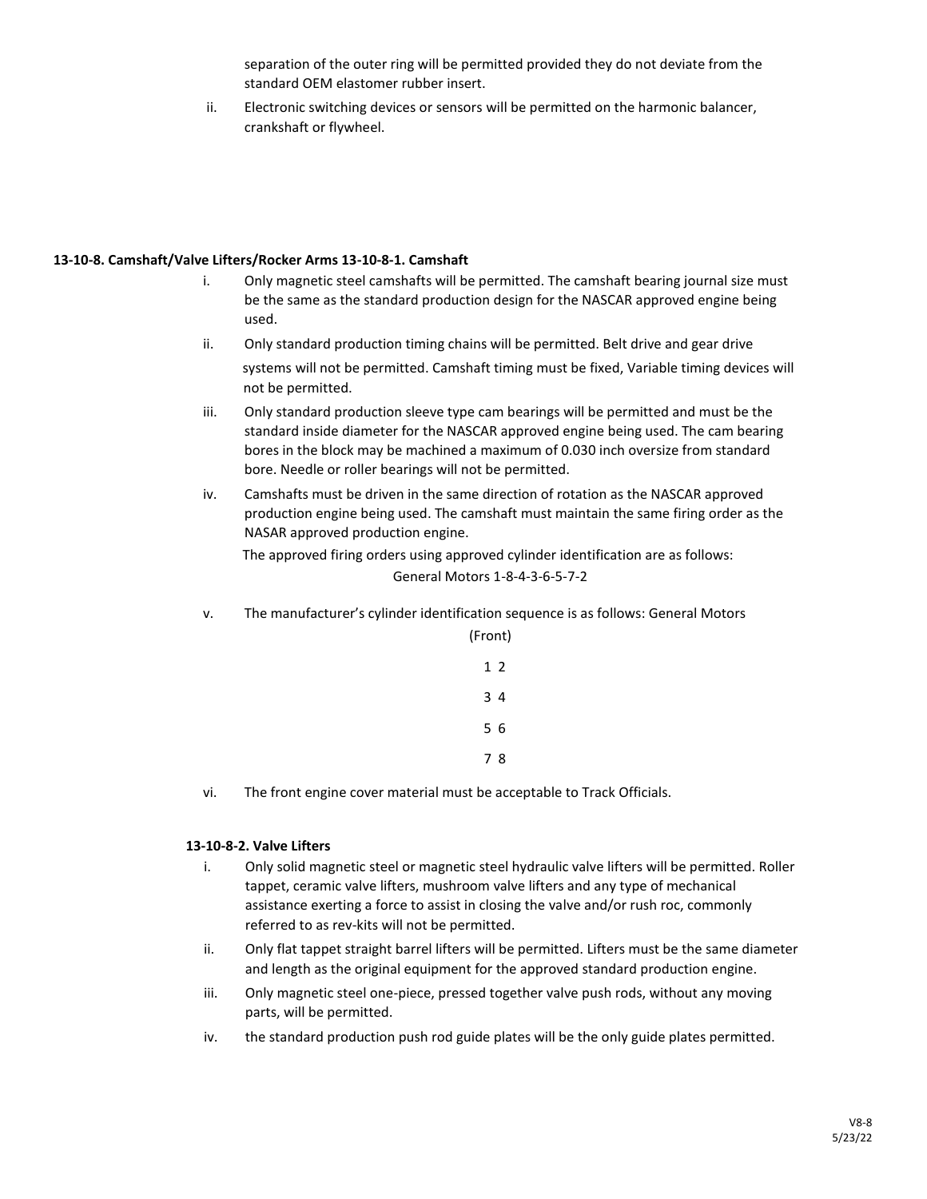separation of the outer ring will be permitted provided they do not deviate from the standard OEM elastomer rubber insert.

ii. Electronic switching devices or sensors will be permitted on the harmonic balancer, crankshaft or flywheel.

**13-10-8. Camshaft/Valve Lifters/Rocker Arms 13-10-8-1. Camshaft**

i. Only magnetic steel camshafts will be permitted. The camshaft bearing journal size must be the same as the standard production design for the NASCAR approved engine being used.

ii. Only standard production timing chains will be permitted. Belt drive and gear drive systems will not be permitted. Camshaft timing must be fixed, Variable timing devices will not be permitted.

iii. Only standard production sleeve type cam bearings will be permitted and must be the standard inside diameter for the NASCAR approved engine being used. The cam bearing bores in the block may be machined a maximum of 0.030 inch oversize from standard bore. Needle or roller bearings will not be permitted.

iv. Camshafts must be driven in the same direction of rotation as the NASCAR approved production engine being used. The camshaft must maintain the same firing order as the NASAR approved production engine.

The approved firing orders using approved cylinder identification are as follows:

General Motors 1-8-4-3-6-5-7-2

v. The manufacturer's cylinder identification sequence is as follows: General Motors

(Front)

1 2

3 4

5 6

7 8

vi. The front engine cover material must be acceptable to Track Officials.

**13-10-8-2. Valve Lifters**

i. Only solid magnetic steel or magnetic steel hydraulic valve lifters will be permitted. Roller tappet, ceramic valve lifters, mushroom valve lifters and any type of mechanical assistance exerting a force to assist in closing the valve and/or rush roc, commonly referred to as rev-kits will not be permitted.

ii. Only flat tappet straight barrel lifters will be permitted. Lifters must be the same diameter and length as the original equipment for the approved standard production engine.

iii. Only magnetic steel one-piece, pressed together valve push rods, without any moving parts, will be permitted.

iv. the standard production push rod guide plates will be the only guide plates permitted.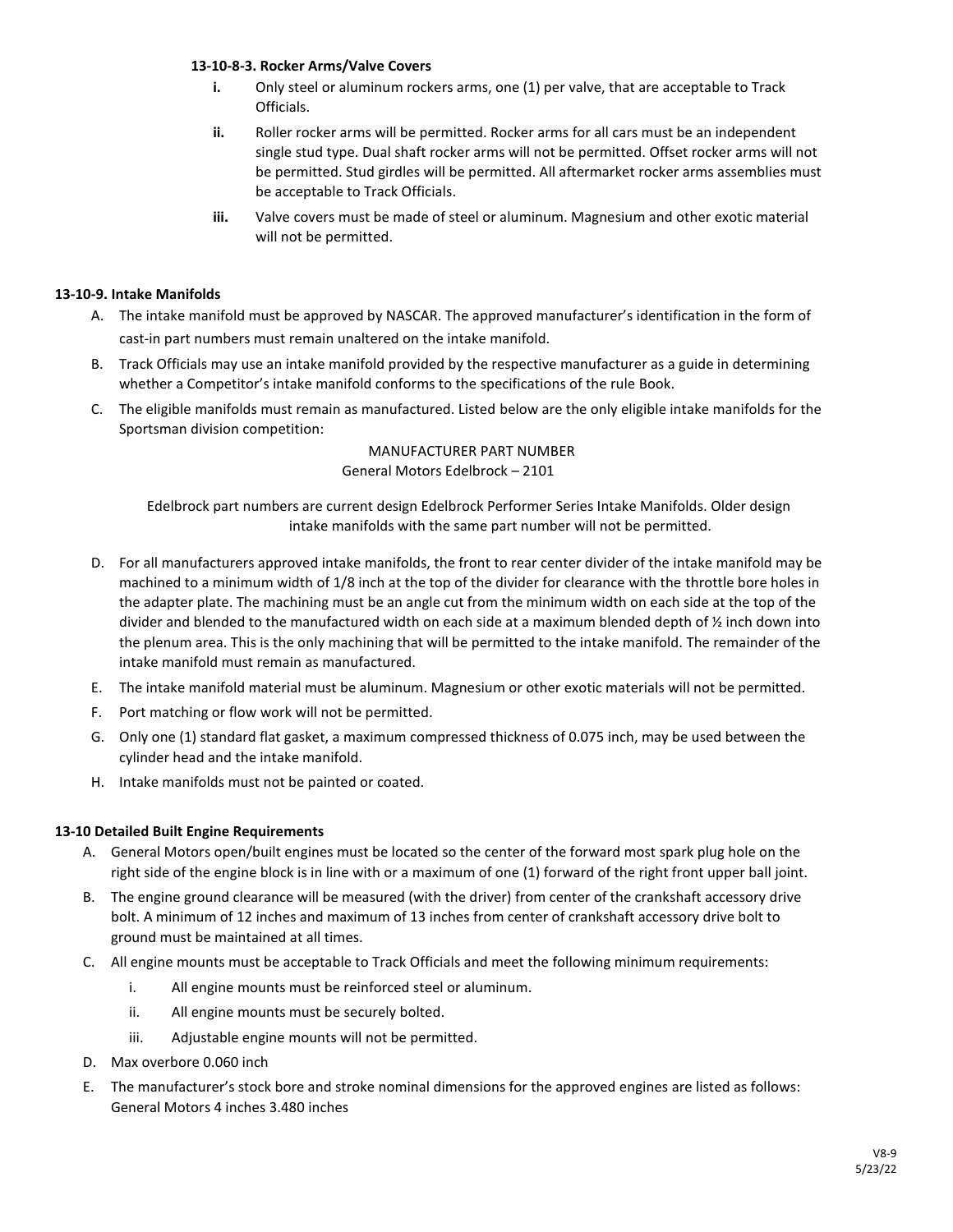#### 13-10-8-3. Rocker Arms/Valve Covers

- **i.** Only steel or aluminum rockers arms, one (1) per valve, that are acceptable to Track Officials.
- **ii.** Roller rocker arms will be permitted. Rocker arms for all cars must be an independent single stud type. Dual shaft rocker arms will not be permitted. Offset rocker arms will not be permitted. Stud girdles will be permitted. All aftermarket rocker arms assemblies must be acceptable to Track Officials.
- **iii.** Valve covers must be made of steel or aluminum. Magnesium and other exotic material will not be permitted.

### 13-10-9. Intake Manifolds

A. The intake manifold must be approved by NASCAR. The approved manufacturer's identification in the form of cast-in part numbers must remain unaltered on the intake manifold.

B. Track Officials may use an intake manifold provided by the respective manufacturer as a guide in determining whether a Competitor's intake manifold conforms to the specifications of the rule Book.

C. The eligible manifolds must remain as manufactured. Listed below are the only eligible intake manifolds for the Sportsman division competition:

MANUFACTURER PART NUMBER
General Motors Edelbrock – 2101

Edelbrock part numbers are current design Edelbrock Performer Series Intake Manifolds. Older design intake manifolds with the same part number will not be permitted.

D. For all manufacturers approved intake manifolds, the front to rear center divider of the intake manifold may be machined to a minimum width of 1/8 inch at the top of the divider for clearance with the throttle bore holes in the adapter plate. The machining must be an angle cut from the minimum width on each side at the top of the divider and blended to the manufactured width on each side at a maximum blended depth of ½ inch down into the plenum area. This is the only machining that will be permitted to the intake manifold. The remainder of the intake manifold must remain as manufactured.

E. The intake manifold material must be aluminum. Magnesium or other exotic materials will not be permitted.

F. Port matching or flow work will not be permitted.

G. Only one (1) standard flat gasket, a maximum compressed thickness of 0.075 inch, may be used between the cylinder head and the intake manifold.

H. Intake manifolds must not be painted or coated.

### 13-10 Detailed Built Engine Requirements

A. General Motors open/built engines must be located so the center of the forward most spark plug hole on the right side of the engine block is in line with or a maximum of one (1) forward of the right front upper ball joint.

B. The engine ground clearance will be measured (with the driver) from center of the crankshaft accessory drive bolt. A minimum of 12 inches and maximum of 13 inches from center of crankshaft accessory drive bolt to ground must be maintained at all times.

C. All engine mounts must be acceptable to Track Officials and meet the following minimum requirements:
   - i. All engine mounts must be reinforced steel or aluminum.
   - ii. All engine mounts must be securely bolted.
   - iii. Adjustable engine mounts will not be permitted.

D. Max overbore 0.060 inch

E. The manufacturer's stock bore and stroke nominal dimensions for the approved engines are listed as follows:
General Motors 4 inches 3.480 inches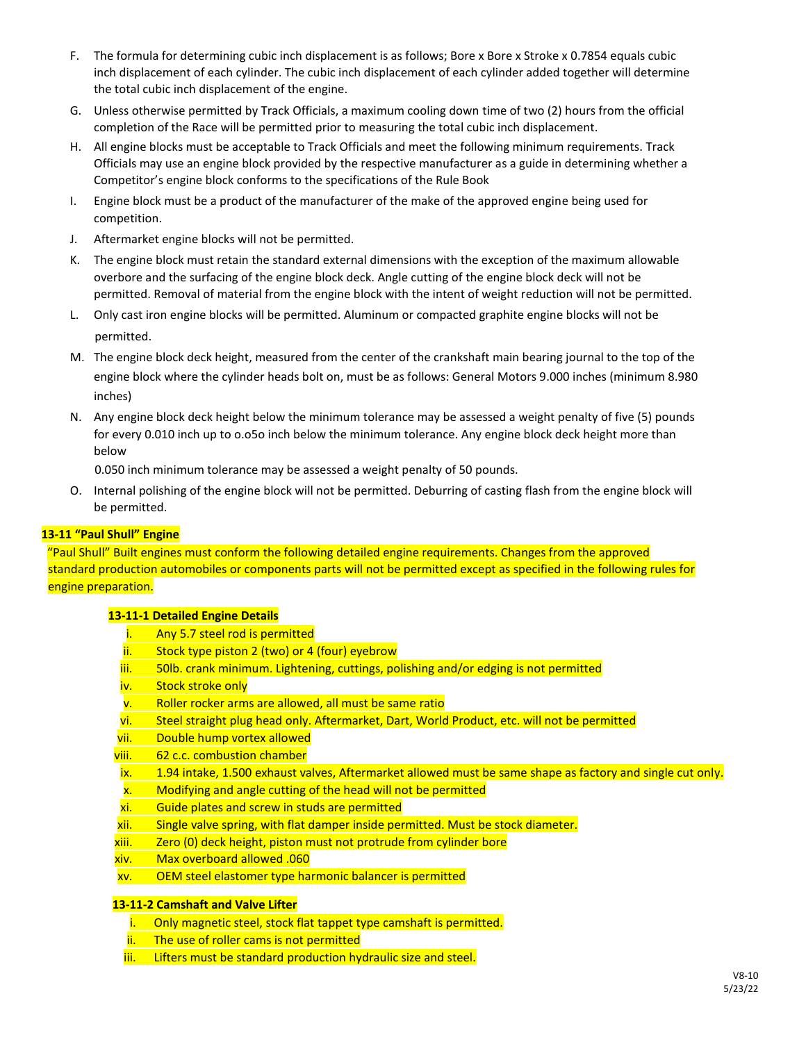F. The formula for determining cubic inch displacement is as follows; Bore x Bore x Stroke x 0.7854 equals cubic inch displacement of each cylinder. The cubic inch displacement of each cylinder added together will determine the total cubic inch displacement of the engine.

G. Unless otherwise permitted by Track Officials, a maximum cooling down time of two (2) hours from the official completion of the Race will be permitted prior to measuring the total cubic inch displacement.

H. All engine blocks must be acceptable to Track Officials and meet the following minimum requirements. Track Officials may use an engine block provided by the respective manufacturer as a guide in determining whether a Competitor's engine block conforms to the specifications of the Rule Book

I. Engine block must be a product of the manufacturer of the make of the approved engine being used for competition.

J. Aftermarket engine blocks will not be permitted.

K. The engine block must retain the standard external dimensions with the exception of the maximum allowable overbore and the surfacing of the engine block deck. Angle cutting of the engine block deck will not be permitted. Removal of material from the engine block with the intent of weight reduction will not be permitted.

L. Only cast iron engine blocks will be permitted. Aluminum or compacted graphite engine blocks will not be permitted.

M. The engine block deck height, measured from the center of the crankshaft main bearing journal to the top of the engine block where the cylinder heads bolt on, must be as follows: General Motors 9.000 inches (minimum 8.980 inches)

N. Any engine block deck height below the minimum tolerance may be assessed a weight penalty of five (5) pounds for every 0.010 inch up to o.o5o inch below the minimum tolerance. Any engine block deck height more than below

0.050 inch minimum tolerance may be assessed a weight penalty of 50 pounds.

O. Internal polishing of the engine block will not be permitted. Deburring of casting flash from the engine block will be permitted.

## 13-11 "Paul Shull" Engine

"Paul Shull" Built engines must conform the following detailed engine requirements. Changes from the approved standard production automobiles or components parts will not be permitted except as specified in the following rules for engine preparation.

### 13-11-1 Detailed Engine Details

i. Any 5.7 steel rod is permitted
ii. Stock type piston 2 (two) or 4 (four) eyebrow
iii. 50lb. crank minimum. Lightening, cuttings, polishing and/or edging is not permitted
iv. Stock stroke only
v. Roller rocker arms are allowed, all must be same ratio
vi. Steel straight plug head only. Aftermarket, Dart, World Product, etc. will not be permitted
vii. Double hump vortex allowed
viii. 62 c.c. combustion chamber
ix. 1.94 intake, 1.500 exhaust valves, Aftermarket allowed must be same shape as factory and single cut only.
x. Modifying and angle cutting of the head will not be permitted
xi. Guide plates and screw in studs are permitted
xii. Single valve spring, with flat damper inside permitted. Must be stock diameter.
xiii. Zero (0) deck height, piston must not protrude from cylinder bore
xiv. Max overboard allowed .060
xv. OEM steel elastomer type harmonic balancer is permitted

### 13-11-2 Camshaft and Valve Lifter

i. Only magnetic steel, stock flat tappet type camshaft is permitted.
ii. The use of roller cams is not permitted
iii. Lifters must be standard production hydraulic size and steel.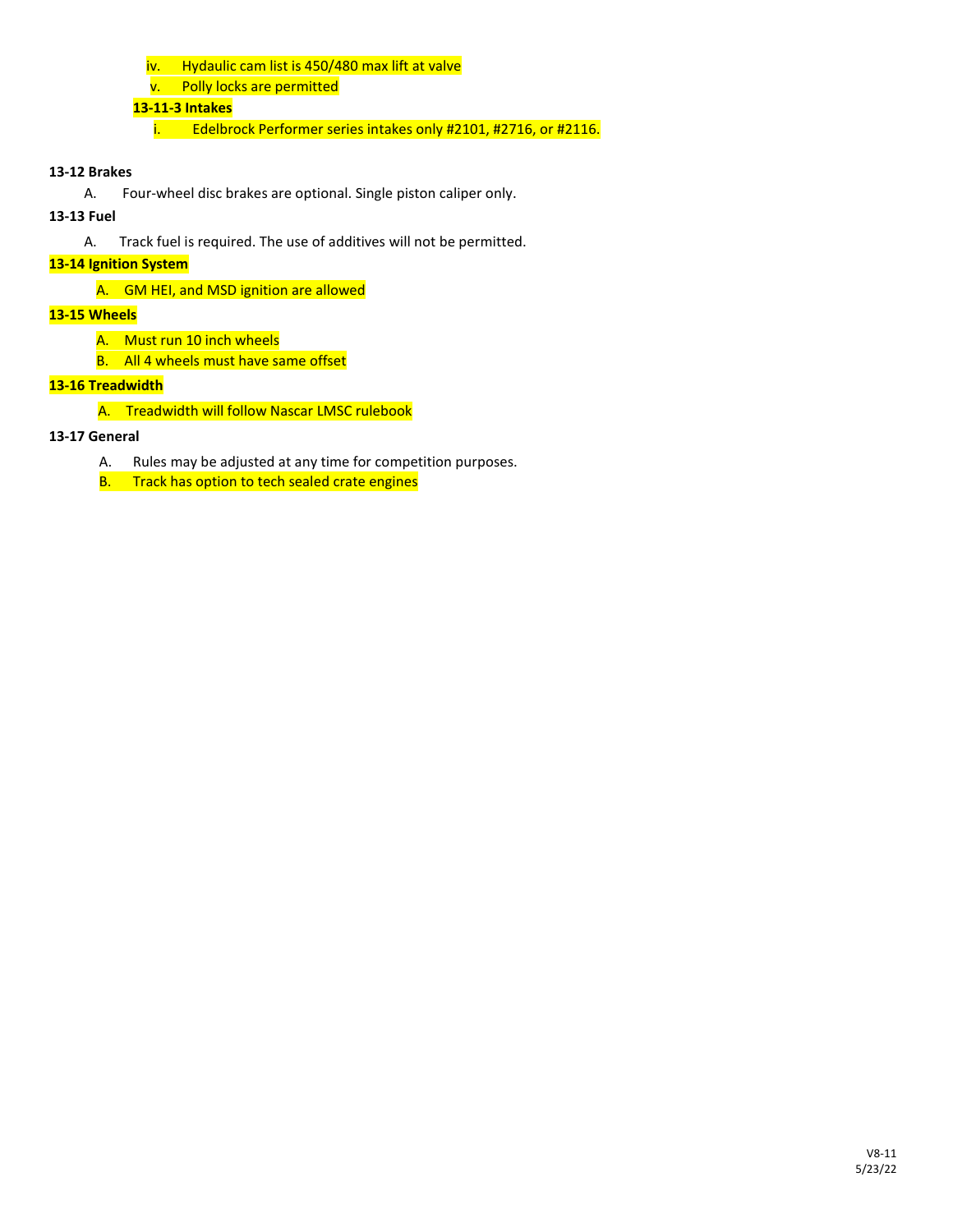iv. Hydaulic cam list is 450/480 max lift at valve

v. Polly locks are permitted

**13-11-3 Intakes**

i. Edelbrock Performer series intakes only #2101, #2716, or #2116.

**13-12 Brakes**

A. Four-wheel disc brakes are optional. Single piston caliper only.

**13-13 Fuel**

A. Track fuel is required. The use of additives will not be permitted.

**13-14 Ignition System**

A. GM HEI, and MSD ignition are allowed

**13-15 Wheels**

A. Must run 10 inch wheels

B. All 4 wheels must have same offset

**13-16 Treadwidth**

A. Treadwidth will follow Nascar LMSC rulebook

**13-17 General**

A. Rules may be adjusted at any time for competition purposes.

B. Track has option to tech sealed crate engines